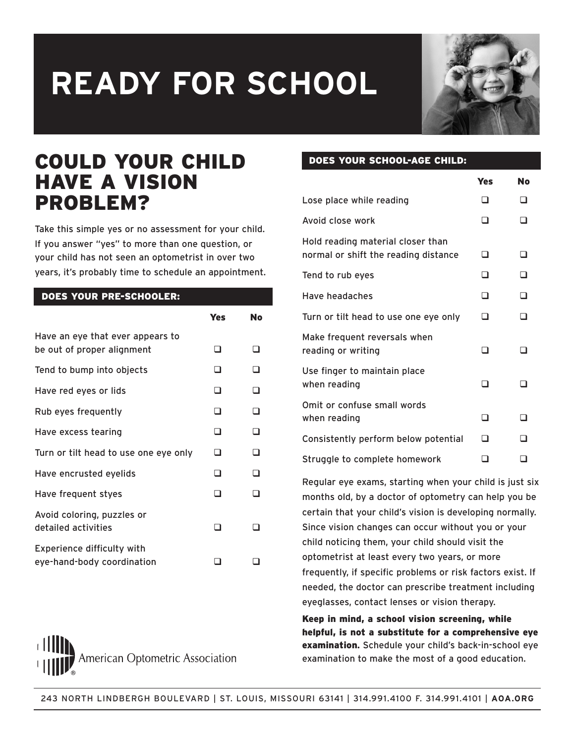# READY FOR SCHOOL

## COULD YOUR CHILD HAVE A VISION PROBLEM?

Take this simple yes or no assessment for your child. If you answer "yes" to more than one question, or your child has not seen an optometrist in over two years, it's probably time to schedule an appointment.

### DOES YOUR PRE-SCHOOLER:

| | Yes | No |
|---|---|---|
| Have an eye that ever appears to be out of proper alignment | ❑ | ❑ |
| Tend to bump into objects | ❑ | ❑ |
| Have red eyes or lids | ❑ | ❑ |
| Rub eyes frequently | ❑ | ❑ |
| Have excess tearing | ❑ | ❑ |
| Turn or tilt head to use one eye only | ❑ | ❑ |
| Have encrusted eyelids | ❑ | ❑ |
| Have frequent styes | ❑ | ❑ |
| Avoid coloring, puzzles or detailed activities | ❑ | ❑ |
| Experience difficulty with eye-hand-body coordination | ❑ | ❑ |

### DOES YOUR SCHOOL-AGE CHILD:

| | Yes | No |
|---|---|---|
| Lose place while reading | ❑ | ❑ |
| Avoid close work | ❑ | ❑ |
| Hold reading material closer than normal or shift the reading distance | ❑ | ❑ |
| Tend to rub eyes | ❑ | ❑ |
| Have headaches | ❑ | ❑ |
| Turn or tilt head to use one eye only | ❑ | ❑ |
| Make frequent reversals when reading or writing | ❑ | ❑ |
| Use finger to maintain place when reading | ❑ | ❑ |
| Omit or confuse small words when reading | ❑ | ❑ |
| Consistently perform below potential | ❑ | ❑ |
| Struggle to complete homework | ❑ | ❑ |

Regular eye exams, starting when your child is just six months old, by a doctor of optometry can help you be certain that your child's vision is developing normally. Since vision changes can occur without you or your child noticing them, your child should visit the optometrist at least every two years, or more frequently, if specific problems or risk factors exist. If needed, the doctor can prescribe treatment including eyeglasses, contact lenses or vision therapy.

**Keep in mind, a school vision screening, while helpful, is not a substitute for a comprehensive eye examination.** Schedule your child's back-in-school eye examination to make the most of a good education.

American Optometric Association

243 NORTH LINDBERGH BOULEVARD | ST. LOUIS, MISSOURI 63141 | 314.991.4100 F. 314.991.4101 | **AOA.ORG**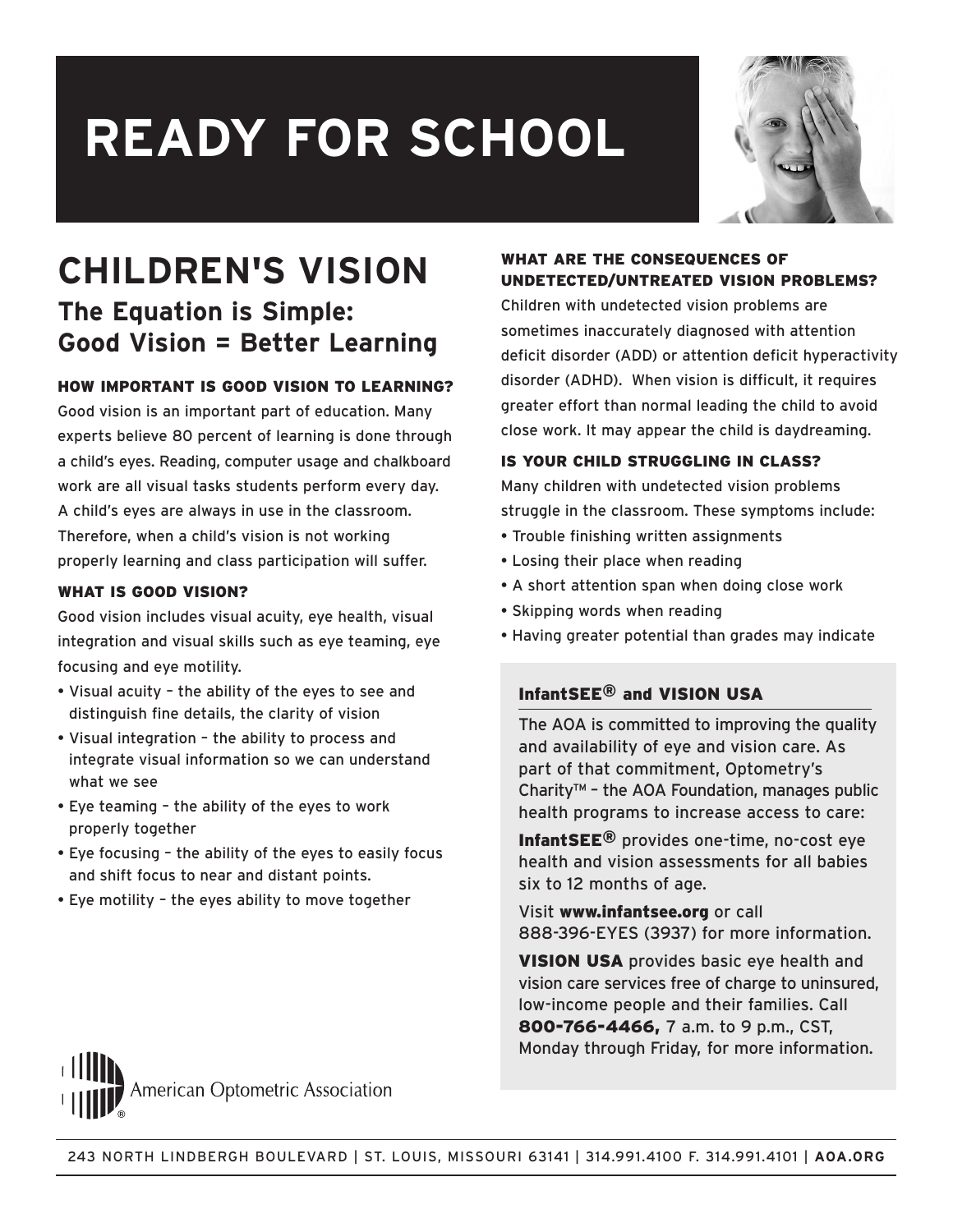# READY FOR SCHOOL

## CHILDREN'S VISION

### The Equation is Simple: Good Vision = Better Learning

#### HOW IMPORTANT IS GOOD VISION TO LEARNING?

Good vision is an important part of education. Many experts believe 80 percent of learning is done through a child's eyes. Reading, computer usage and chalkboard work are all visual tasks students perform every day. A child's eyes are always in use in the classroom. Therefore, when a child's vision is not working properly learning and class participation will suffer.

#### WHAT IS GOOD VISION?

Good vision includes visual acuity, eye health, visual integration and visual skills such as eye teaming, eye focusing and eye motility.

- Visual acuity – the ability of the eyes to see and distinguish fine details, the clarity of vision
- Visual integration – the ability to process and integrate visual information so we can understand what we see
- Eye teaming – the ability of the eyes to work properly together
- Eye focusing – the ability of the eyes to easily focus and shift focus to near and distant points.
- Eye motility – the eyes ability to move together

#### WHAT ARE THE CONSEQUENCES OF UNDETECTED/UNTREATED VISION PROBLEMS?

Children with undetected vision problems are sometimes inaccurately diagnosed with attention deficit disorder (ADD) or attention deficit hyperactivity disorder (ADHD). When vision is difficult, it requires greater effort than normal leading the child to avoid close work. It may appear the child is daydreaming.

#### IS YOUR CHILD STRUGGLING IN CLASS?

Many children with undetected vision problems struggle in the classroom. These symptoms include:

- Trouble finishing written assignments
- Losing their place when reading
- A short attention span when doing close work
- Skipping words when reading
- Having greater potential than grades may indicate

#### InfantSEE® and VISION USA

The AOA is committed to improving the quality and availability of eye and vision care. As part of that commitment, Optometry's Charity™ – the AOA Foundation, manages public health programs to increase access to care:

**InfantSEE®** provides one-time, no-cost eye health and vision assessments for all babies six to 12 months of age.

Visit **www.infantsee.org** or call 888-396-EYES (3937) for more information.

**VISION USA** provides basic eye health and vision care services free of charge to uninsured, low-income people and their families. Call **800-766-4466,** 7 a.m. to 9 p.m., CST, Monday through Friday, for more information.

American Optometric Association

243 NORTH LINDBERGH BOULEVARD | ST. LOUIS, MISSOURI 63141 | 314.991.4100 F. 314.991.4101 | **AOA.ORG**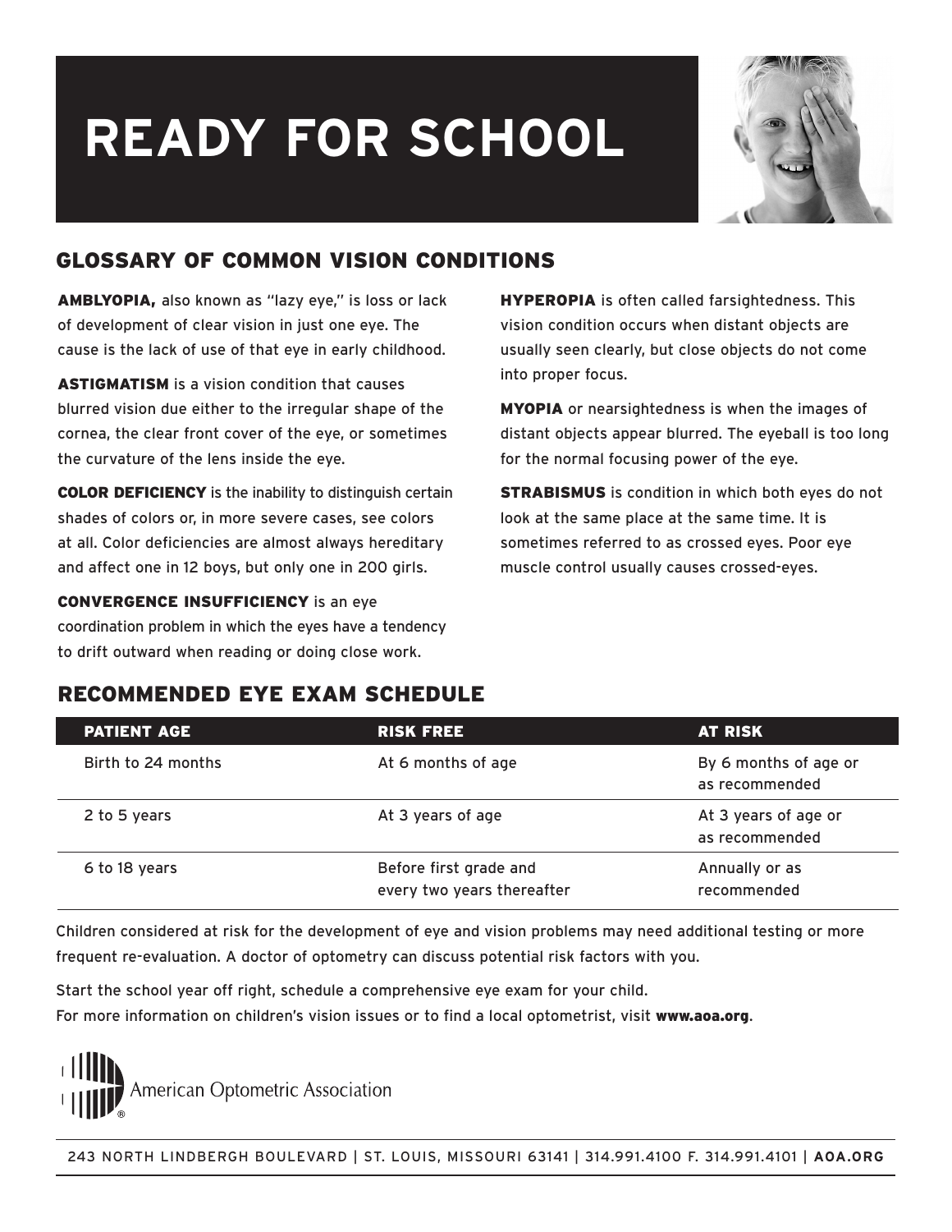# READY FOR SCHOOL

## GLOSSARY OF COMMON VISION CONDITIONS

**AMBLYOPIA,** also known as "lazy eye," is loss or lack of development of clear vision in just one eye. The cause is the lack of use of that eye in early childhood.

**ASTIGMATISM** is a vision condition that causes blurred vision due either to the irregular shape of the cornea, the clear front cover of the eye, or sometimes the curvature of the lens inside the eye.

**COLOR DEFICIENCY** is the inability to distinguish certain shades of colors or, in more severe cases, see colors at all. Color deficiencies are almost always hereditary and affect one in 12 boys, but only one in 200 girls.

**CONVERGENCE INSUFFICIENCY** is an eye coordination problem in which the eyes have a tendency to drift outward when reading or doing close work.

**HYPEROPIA** is often called farsightedness. This vision condition occurs when distant objects are usually seen clearly, but close objects do not come into proper focus.

**MYOPIA** or nearsightedness is when the images of distant objects appear blurred. The eyeball is too long for the normal focusing power of the eye.

**STRABISMUS** is condition in which both eyes do not look at the same place at the same time. It is sometimes referred to as crossed eyes. Poor eye muscle control usually causes crossed-eyes.

## RECOMMENDED EYE EXAM SCHEDULE

| PATIENT AGE | RISK FREE | AT RISK |
|---|---|---|
| Birth to 24 months | At 6 months of age | By 6 months of age or as recommended |
| 2 to 5 years | At 3 years of age | At 3 years of age or as recommended |
| 6 to 18 years | Before first grade and every two years thereafter | Annually or as recommended |

Children considered at risk for the development of eye and vision problems may need additional testing or more frequent re-evaluation. A doctor of optometry can discuss potential risk factors with you.

Start the school year off right, schedule a comprehensive eye exam for your child.
For more information on children's vision issues or to find a local optometrist, visit **www.aoa.org**.

American Optometric Association

243 NORTH LINDBERGH BOULEVARD | ST. LOUIS, MISSOURI 63141 | 314.991.4100 F. 314.991.4101 | **AOA.ORG**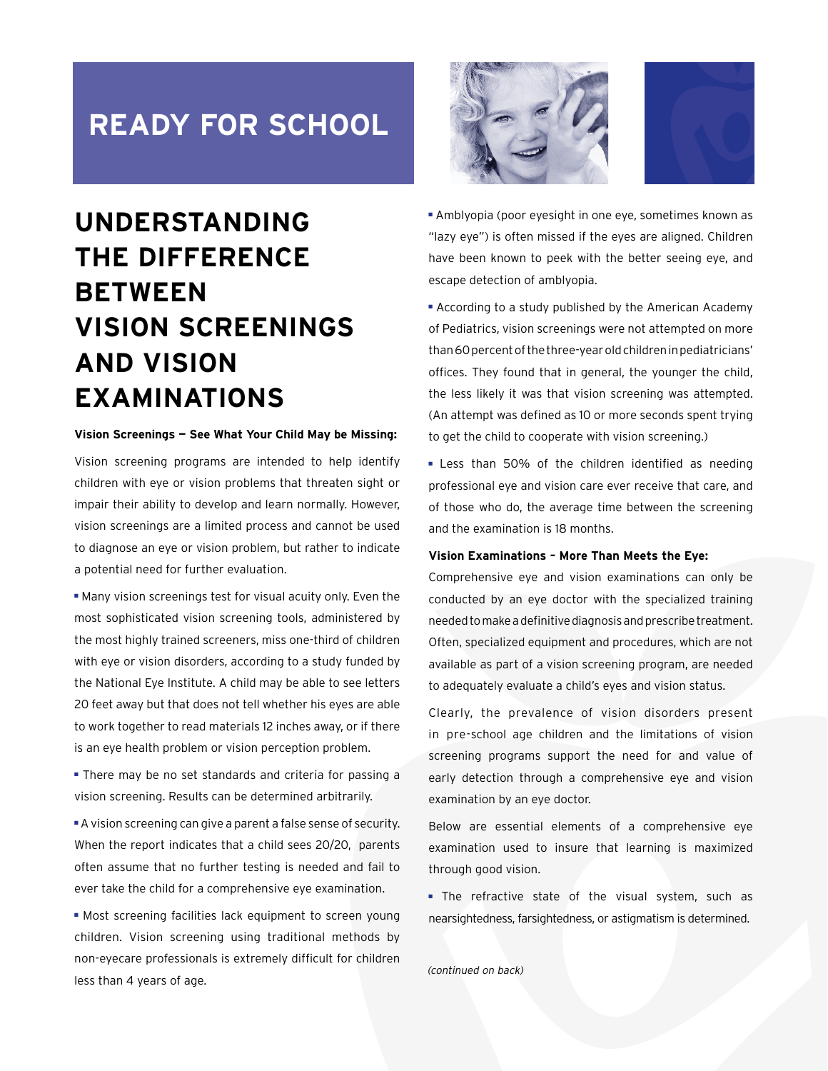# READY FOR SCHOOL

## UNDERSTANDING THE DIFFERENCE BETWEEN VISION SCREENINGS AND VISION EXAMINATIONS

**Vision Screenings — See What Your Child May be Missing:**

Vision screening programs are intended to help identify children with eye or vision problems that threaten sight or impair their ability to develop and learn normally. However, vision screenings are a limited process and cannot be used to diagnose an eye or vision problem, but rather to indicate a potential need for further evaluation.

- Many vision screenings test for visual acuity only. Even the most sophisticated vision screening tools, administered by the most highly trained screeners, miss one-third of children with eye or vision disorders, according to a study funded by the National Eye Institute. A child may be able to see letters 20 feet away but that does not tell whether his eyes are able to work together to read materials 12 inches away, or if there is an eye health problem or vision perception problem.

- There may be no set standards and criteria for passing a vision screening. Results can be determined arbitrarily.

- A vision screening can give a parent a false sense of security. When the report indicates that a child sees 20/20, parents often assume that no further testing is needed and fail to ever take the child for a comprehensive eye examination.

- Most screening facilities lack equipment to screen young children. Vision screening using traditional methods by non-eyecare professionals is extremely difficult for children less than 4 years of age.

- Amblyopia (poor eyesight in one eye, sometimes known as "lazy eye") is often missed if the eyes are aligned. Children have been known to peek with the better seeing eye, and escape detection of amblyopia.

- According to a study published by the American Academy of Pediatrics, vision screenings were not attempted on more than 60 percent of the three-year old children in pediatricians' offices. They found that in general, the younger the child, the less likely it was that vision screening was attempted. (An attempt was defined as 10 or more seconds spent trying to get the child to cooperate with vision screening.)

- Less than 50% of the children identified as needing professional eye and vision care ever receive that care, and of those who do, the average time between the screening and the examination is 18 months.

**Vision Examinations – More Than Meets the Eye:**

Comprehensive eye and vision examinations can only be conducted by an eye doctor with the specialized training needed to make a definitive diagnosis and prescribe treatment. Often, specialized equipment and procedures, which are not available as part of a vision screening program, are needed to adequately evaluate a child's eyes and vision status.

Clearly, the prevalence of vision disorders present in pre-school age children and the limitations of vision screening programs support the need for and value of early detection through a comprehensive eye and vision examination by an eye doctor.

Below are essential elements of a comprehensive eye examination used to insure that learning is maximized through good vision.

- The refractive state of the visual system, such as nearsightedness, farsightedness, or astigmatism is determined.

*(continued on back)*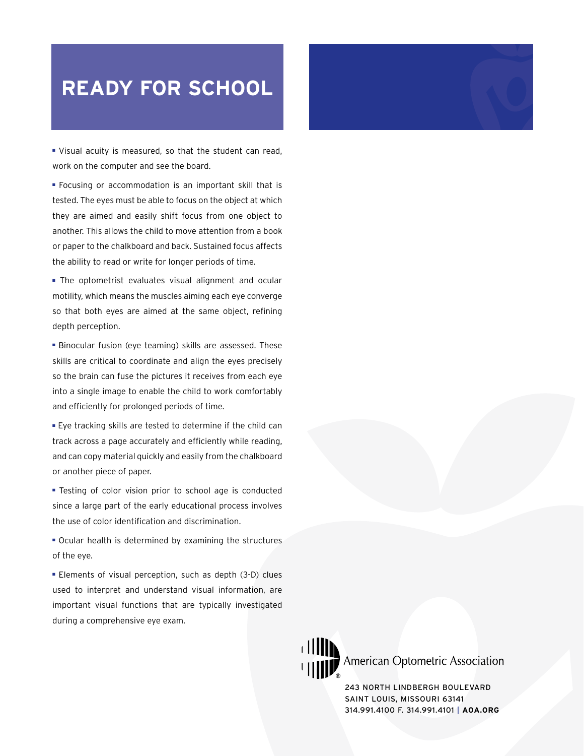# READY FOR SCHOOL

- Visual acuity is measured, so that the student can read, work on the computer and see the board.
- Focusing or accommodation is an important skill that is tested. The eyes must be able to focus on the object at which they are aimed and easily shift focus from one object to another. This allows the child to move attention from a book or paper to the chalkboard and back. Sustained focus affects the ability to read or write for longer periods of time.
- The optometrist evaluates visual alignment and ocular motility, which means the muscles aiming each eye converge so that both eyes are aimed at the same object, refining depth perception.
- Binocular fusion (eye teaming) skills are assessed. These skills are critical to coordinate and align the eyes precisely so the brain can fuse the pictures it receives from each eye into a single image to enable the child to work comfortably and efficiently for prolonged periods of time.
- Eye tracking skills are tested to determine if the child can track across a page accurately and efficiently while reading, and can copy material quickly and easily from the chalkboard or another piece of paper.
- Testing of color vision prior to school age is conducted since a large part of the early educational process involves the use of color identification and discrimination.
- Ocular health is determined by examining the structures of the eye.
- Elements of visual perception, such as depth (3-D) clues used to interpret and understand visual information, are important visual functions that are typically investigated during a comprehensive eye exam.

American Optometric Association

243 NORTH LINDBERGH BOULEVARD
SAINT LOUIS, MISSOURI 63141
314.991.4100 F. 314.991.4101 | **AOA.ORG**